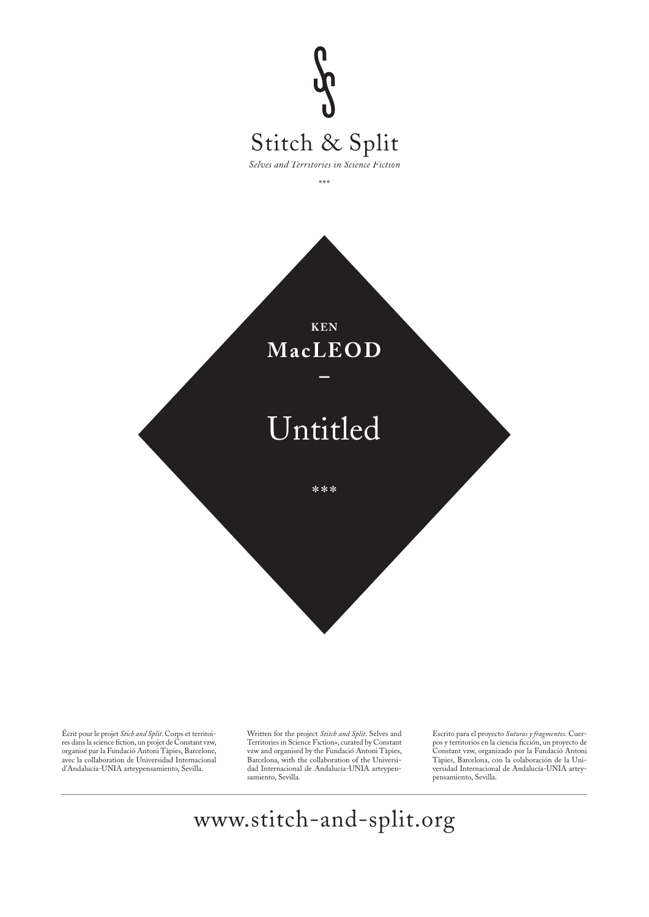# Stitch & Split

*Selves and Territories in Science Fiction*

\*\*\*

**KEN**

**MacLEOD**

–

# Untitled

\*\*\*

Écrit pour le projet *Stich and Split*. Corps et territoires dans la science fiction, un projet de Constant vzw, organisé par la Fundació Antoni Tàpies, Barcelone, avec la collaboration de Universidad Internacional d'Andalucía-UNIA arteypensamiento, Sevilla.

Written for the project *Stitch and Split*. Selves and Territories in Science Fiction», curated by Constant vzw and organised by the Fundació Antoni Tàpies, Barcelona, with the collaboration of the Universidad Internacional de Andalucía-UNIA arteypensamiento, Sevilla.

Escrito para el proyecto *Suturas y fragmentos*. Cuerpos y territorios en la ciencia ficción, un proyecto de Constant vzw, organizado por la Fundació Antoni Tàpies, Barcelona, con la colaboración de la Universidad Internacional de Andalucía-UNIA arteypensamiento, Sevilla.

---

www.stitch-and-split.org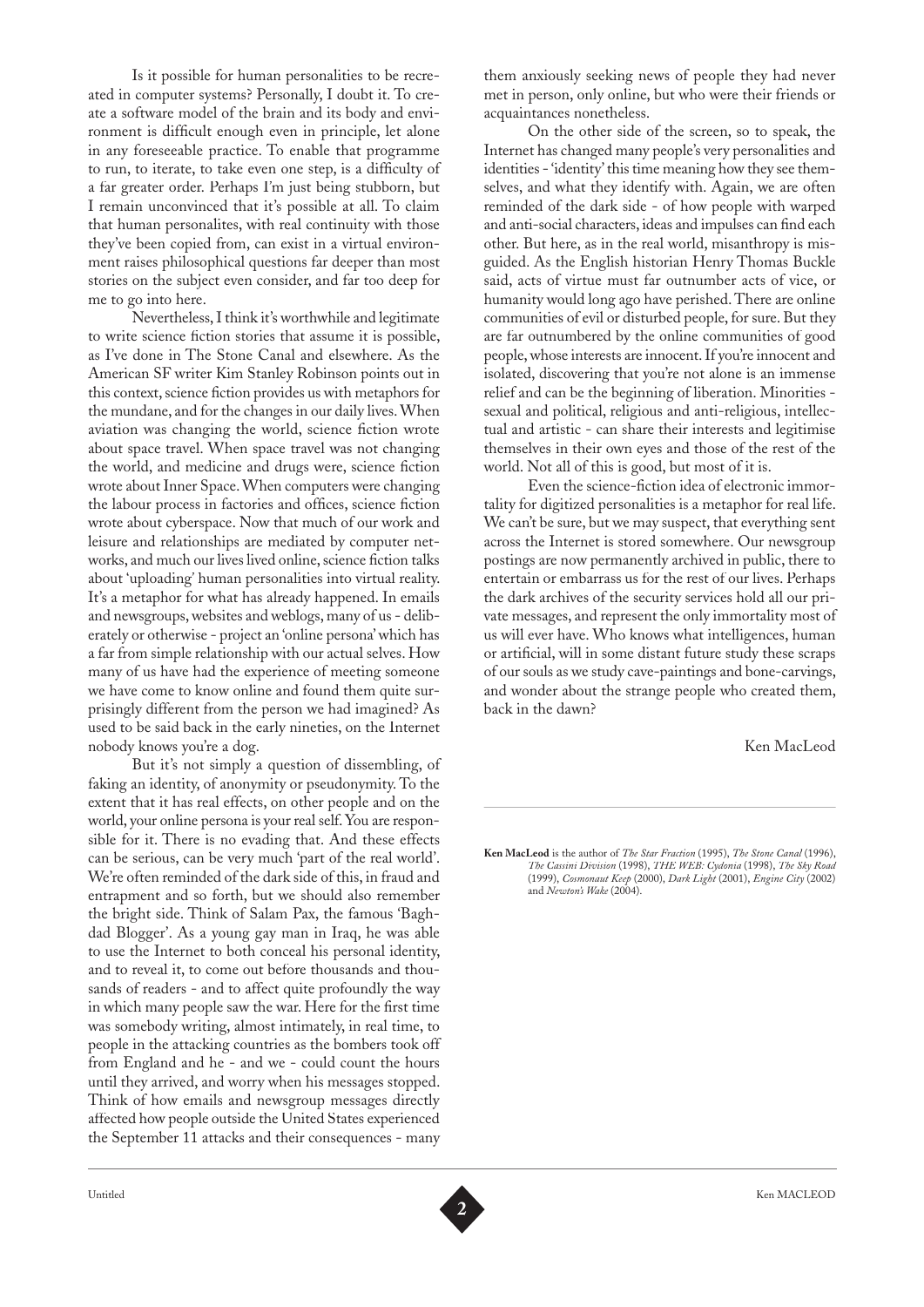Is it possible for human personalities to be recreated in computer systems? Personally, I doubt it. To create a software model of the brain and its body and environment is difficult enough even in principle, let alone in any foreseeable practice. To enable that programme to run, to iterate, to take even one step, is a difficulty of a far greater order. Perhaps I'm just being stubborn, but I remain unconvinced that it's possible at all. To claim that human personalites, with real continuity with those they've been copied from, can exist in a virtual environment raises philosophical questions far deeper than most stories on the subject even consider, and far too deep for me to go into here.

Nevertheless, I think it's worthwhile and legitimate to write science fiction stories that assume it is possible, as I've done in The Stone Canal and elsewhere. As the American SF writer Kim Stanley Robinson points out in this context, science fiction provides us with metaphors for the mundane, and for the changes in our daily lives. When aviation was changing the world, science fiction wrote about space travel. When space travel was not changing the world, and medicine and drugs were, science fiction wrote about Inner Space. When computers were changing the labour process in factories and offices, science fiction wrote about cyberspace. Now that much of our work and leisure and relationships are mediated by computer networks, and much our lives lived online, science fiction talks about 'uploading' human personalities into virtual reality. It's a metaphor for what has already happened. In emails and newsgroups, websites and weblogs, many of us - deliberately or otherwise - project an 'online persona' which has a far from simple relationship with our actual selves. How many of us have had the experience of meeting someone we have come to know online and found them quite surprisingly different from the person we had imagined? As used to be said back in the early nineties, on the Internet nobody knows you're a dog.

But it's not simply a question of dissembling, of faking an identity, of anonymity or pseudonymity. To the extent that it has real effects, on other people and on the world, your online persona is your real self. You are responsible for it. There is no evading that. And these effects can be serious, can be very much 'part of the real world'. We're often reminded of the dark side of this, in fraud and entrapment and so forth, but we should also remember the bright side. Think of Salam Pax, the famous 'Baghdad Blogger'. As a young gay man in Iraq, he was able to use the Internet to both conceal his personal identity, and to reveal it, to come out before thousands and thousands of readers - and to affect quite profoundly the way in which many people saw the war. Here for the first time was somebody writing, almost intimately, in real time, to people in the attacking countries as the bombers took off from England and he - and we - could count the hours until they arrived, and worry when his messages stopped. Think of how emails and newsgroup messages directly affected how people outside the United States experienced the September 11 attacks and their consequences - many them anxiously seeking news of people they had never met in person, only online, but who were their friends or acquaintances nonetheless.

On the other side of the screen, so to speak, the Internet has changed many people's very personalities and identities - 'identity' this time meaning how they see themselves, and what they identify with. Again, we are often reminded of the dark side - of how people with warped and anti-social characters, ideas and impulses can find each other. But here, as in the real world, misanthropy is misguided. As the English historian Henry Thomas Buckle said, acts of virtue must far outnumber acts of vice, or humanity would long ago have perished. There are online communities of evil or disturbed people, for sure. But they are far outnumbered by the online communities of good people, whose interests are innocent. If you're innocent and isolated, discovering that you're not alone is an immense relief and can be the beginning of liberation. Minorities - sexual and political, religious and anti-religious, intellectual and artistic - can share their interests and legitimise themselves in their own eyes and those of the rest of the world. Not all of this is good, but most of it is.

Even the science-fiction idea of electronic immortality for digitized personalities is a metaphor for real life. We can't be sure, but we may suspect, that everything sent across the Internet is stored somewhere. Our newsgroup postings are now permanently archived in public, there to entertain or embarrass us for the rest of our lives. Perhaps the dark archives of the security services hold all our private messages, and represent the only immortality most of us will ever have. Who knows what intelligences, human or artificial, will in some distant future study these scraps of our souls as we study cave-paintings and bone-carvings, and wonder about the strange people who created them, back in the dawn?

Ken MacLeod

---

**Ken MacLeod** is the author of *The Star Fraction* (1995), *The Stone Canal* (1996), *The Cassini Division* (1998), *THE WEB: Cydonia* (1998), *The Sky Road* (1999), *Cosmonaut Keep* (2000), *Dark Light* (2001), *Engine City* (2002) and *Newton's Wake* (2004).